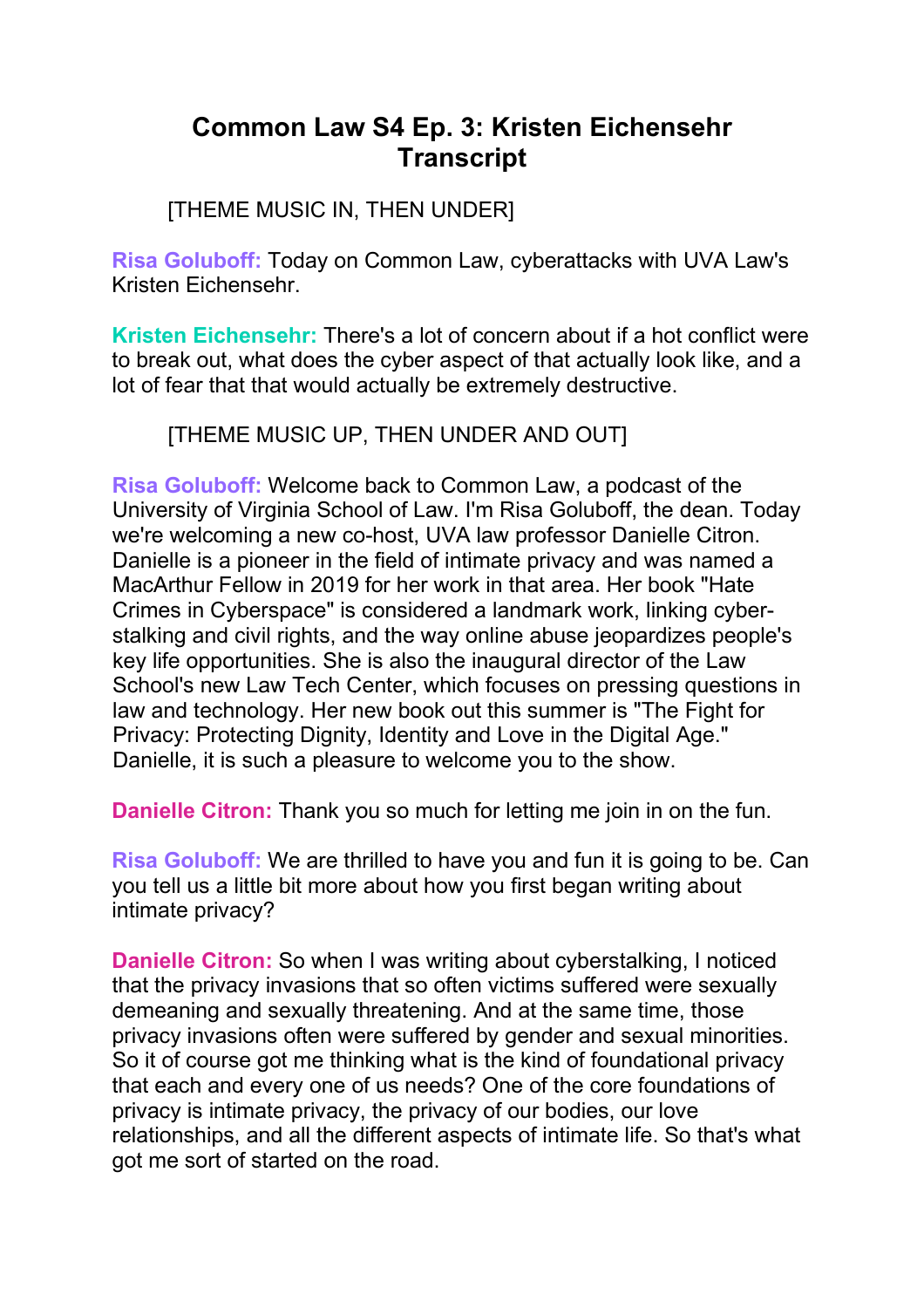# Common Law S4 Ep. 3: Kristen Eichensehr Transcript

[THEME MUSIC IN, THEN UNDER]

**Risa Goluboff:** Today on Common Law, cyberattacks with UVA Law's Kristen Eichensehr.

**Kristen Eichensehr:** There's a lot of concern about if a hot conflict were to break out, what does the cyber aspect of that actually look like, and a lot of fear that that would actually be extremely destructive.

[THEME MUSIC UP, THEN UNDER AND OUT]

**Risa Goluboff:** Welcome back to Common Law, a podcast of the University of Virginia School of Law. I'm Risa Goluboff, the dean. Today we're welcoming a new co-host, UVA law professor Danielle Citron. Danielle is a pioneer in the field of intimate privacy and was named a MacArthur Fellow in 2019 for her work in that area. Her book "Hate Crimes in Cyberspace" is considered a landmark work, linking cyber-stalking and civil rights, and the way online abuse jeopardizes people's key life opportunities. She is also the inaugural director of the Law School's new Law Tech Center, which focuses on pressing questions in law and technology. Her new book out this summer is "The Fight for Privacy: Protecting Dignity, Identity and Love in the Digital Age." Danielle, it is such a pleasure to welcome you to the show.

**Danielle Citron:** Thank you so much for letting me join in on the fun.

**Risa Goluboff:** We are thrilled to have you and fun it is going to be. Can you tell us a little bit more about how you first began writing about intimate privacy?

**Danielle Citron:** So when I was writing about cyberstalking, I noticed that the privacy invasions that so often victims suffered were sexually demeaning and sexually threatening. And at the same time, those privacy invasions often were suffered by gender and sexual minorities. So it of course got me thinking what is the kind of foundational privacy that each and every one of us needs? One of the core foundations of privacy is intimate privacy, the privacy of our bodies, our love relationships, and all the different aspects of intimate life. So that's what got me sort of started on the road.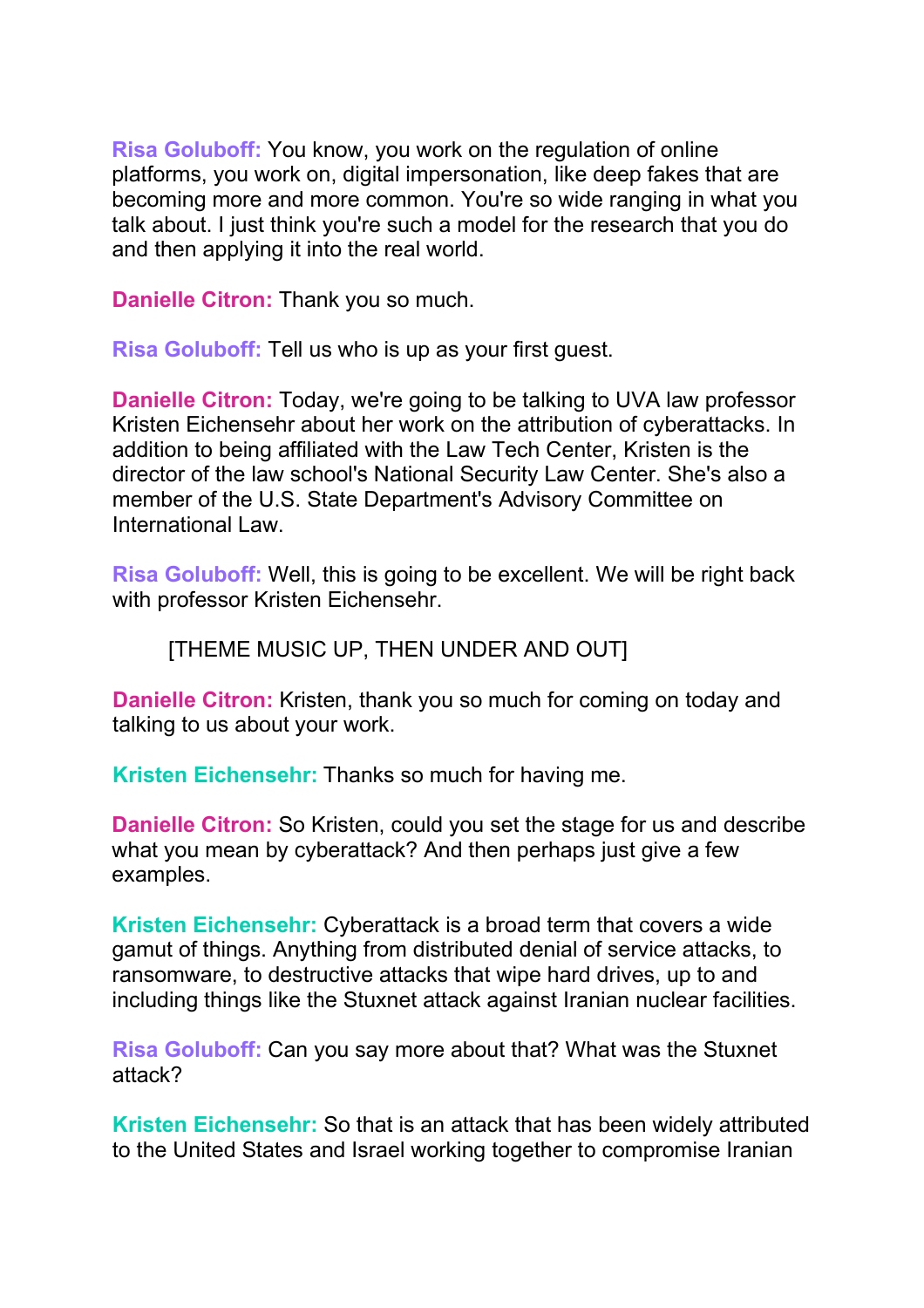**Risa Goluboff:** You know, you work on the regulation of online platforms, you work on, digital impersonation, like deep fakes that are becoming more and more common. You're so wide ranging in what you talk about. I just think you're such a model for the research that you do and then applying it into the real world.

**Danielle Citron:** Thank you so much.

**Risa Goluboff:** Tell us who is up as your first guest.

**Danielle Citron:** Today, we're going to be talking to UVA law professor Kristen Eichensehr about her work on the attribution of cyberattacks. In addition to being affiliated with the Law Tech Center, Kristen is the director of the law school's National Security Law Center. She's also a member of the U.S. State Department's Advisory Committee on International Law.

**Risa Goluboff:** Well, this is going to be excellent. We will be right back with professor Kristen Eichensehr.

[THEME MUSIC UP, THEN UNDER AND OUT]

**Danielle Citron:** Kristen, thank you so much for coming on today and talking to us about your work.

**Kristen Eichensehr:** Thanks so much for having me.

**Danielle Citron:** So Kristen, could you set the stage for us and describe what you mean by cyberattack? And then perhaps just give a few examples.

**Kristen Eichensehr:** Cyberattack is a broad term that covers a wide gamut of things. Anything from distributed denial of service attacks, to ransomware, to destructive attacks that wipe hard drives, up to and including things like the Stuxnet attack against Iranian nuclear facilities.

**Risa Goluboff:** Can you say more about that? What was the Stuxnet attack?

**Kristen Eichensehr:** So that is an attack that has been widely attributed to the United States and Israel working together to compromise Iranian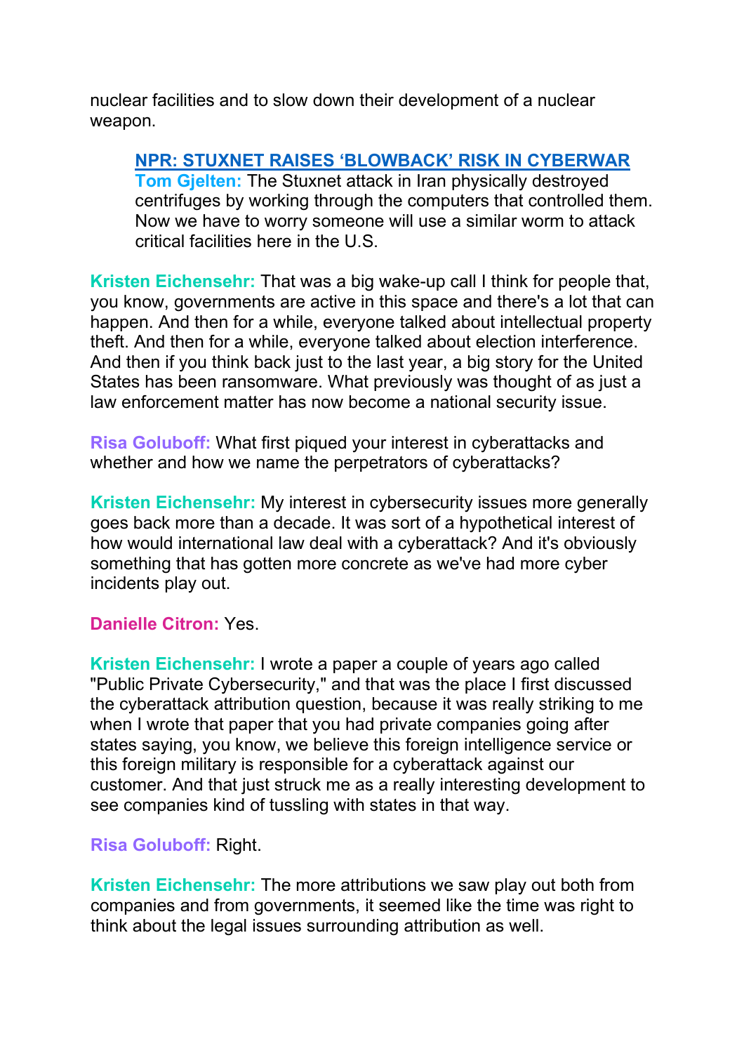nuclear facilities and to slow down their development of a nuclear weapon.

> **NPR: STUXNET RAISES 'BLOWBACK' RISK IN CYBERWAR**
> **Tom Gjelten:** The Stuxnet attack in Iran physically destroyed centrifuges by working through the computers that controlled them. Now we have to worry someone will use a similar worm to attack critical facilities here in the U.S.

**Kristen Eichensehr:** That was a big wake-up call I think for people that, you know, governments are active in this space and there's a lot that can happen. And then for a while, everyone talked about intellectual property theft. And then for a while, everyone talked about election interference. And then if you think back just to the last year, a big story for the United States has been ransomware. What previously was thought of as just a law enforcement matter has now become a national security issue.

**Risa Goluboff:** What first piqued your interest in cyberattacks and whether and how we name the perpetrators of cyberattacks?

**Kristen Eichensehr:** My interest in cybersecurity issues more generally goes back more than a decade. It was sort of a hypothetical interest of how would international law deal with a cyberattack? And it's obviously something that has gotten more concrete as we've had more cyber incidents play out.

**Danielle Citron:** Yes.

**Kristen Eichensehr:** I wrote a paper a couple of years ago called "Public Private Cybersecurity," and that was the place I first discussed the cyberattack attribution question, because it was really striking to me when I wrote that paper that you had private companies going after states saying, you know, we believe this foreign intelligence service or this foreign military is responsible for a cyberattack against our customer. And that just struck me as a really interesting development to see companies kind of tussling with states in that way.

**Risa Goluboff:** Right.

**Kristen Eichensehr:** The more attributions we saw play out both from companies and from governments, it seemed like the time was right to think about the legal issues surrounding attribution as well.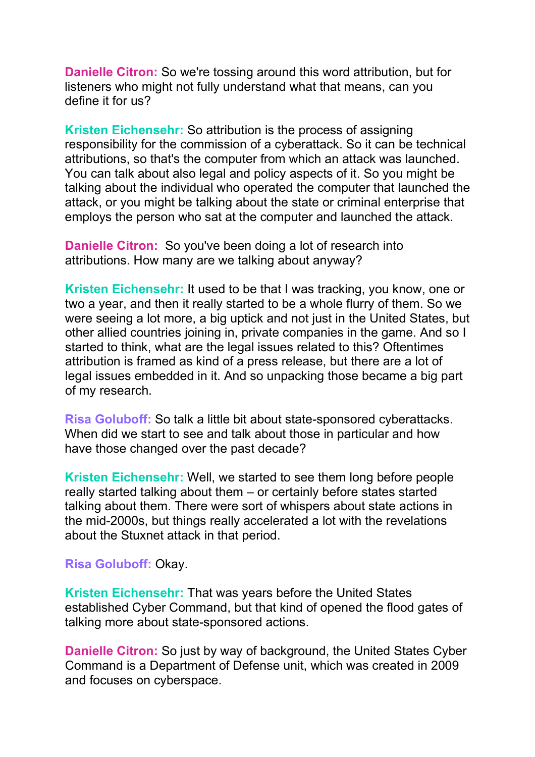**Danielle Citron:** So we're tossing around this word attribution, but for listeners who might not fully understand what that means, can you define it for us?

**Kristen Eichensehr:** So attribution is the process of assigning responsibility for the commission of a cyberattack. So it can be technical attributions, so that's the computer from which an attack was launched. You can talk about also legal and policy aspects of it. So you might be talking about the individual who operated the computer that launched the attack, or you might be talking about the state or criminal enterprise that employs the person who sat at the computer and launched the attack.

**Danielle Citron:** So you've been doing a lot of research into attributions. How many are we talking about anyway?

**Kristen Eichensehr:** It used to be that I was tracking, you know, one or two a year, and then it really started to be a whole flurry of them. So we were seeing a lot more, a big uptick and not just in the United States, but other allied countries joining in, private companies in the game. And so I started to think, what are the legal issues related to this? Oftentimes attribution is framed as kind of a press release, but there are a lot of legal issues embedded in it. And so unpacking those became a big part of my research.

**Risa Goluboff:** So talk a little bit about state-sponsored cyberattacks. When did we start to see and talk about those in particular and how have those changed over the past decade?

**Kristen Eichensehr:** Well, we started to see them long before people really started talking about them – or certainly before states started talking about them. There were sort of whispers about state actions in the mid-2000s, but things really accelerated a lot with the revelations about the Stuxnet attack in that period.

**Risa Goluboff:** Okay.

**Kristen Eichensehr:** That was years before the United States established Cyber Command, but that kind of opened the flood gates of talking more about state-sponsored actions.

**Danielle Citron:** So just by way of background, the United States Cyber Command is a Department of Defense unit, which was created in 2009 and focuses on cyberspace.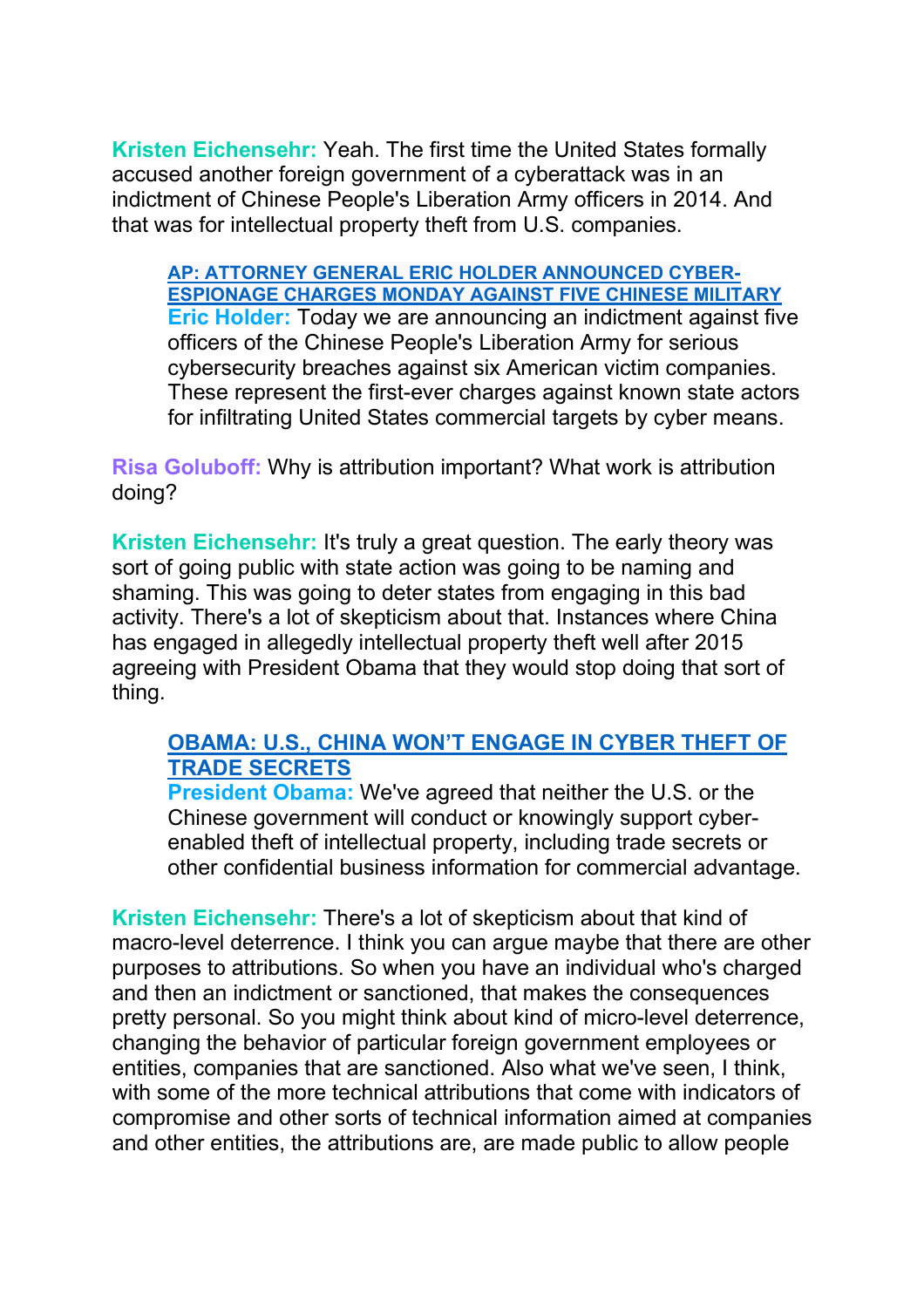**Kristen Eichensehr:** Yeah. The first time the United States formally accused another foreign government of a cyberattack was in an indictment of Chinese People's Liberation Army officers in 2014. And that was for intellectual property theft from U.S. companies.

> **AP: ATTORNEY GENERAL ERIC HOLDER ANNOUNCED CYBER-ESPIONAGE CHARGES MONDAY AGAINST FIVE CHINESE MILITARY**
> **Eric Holder:** Today we are announcing an indictment against five officers of the Chinese People's Liberation Army for serious cybersecurity breaches against six American victim companies. These represent the first-ever charges against known state actors for infiltrating United States commercial targets by cyber means.

**Risa Goluboff:** Why is attribution important? What work is attribution doing?

**Kristen Eichensehr:** It's truly a great question. The early theory was sort of going public with state action was going to be naming and shaming. This was going to deter states from engaging in this bad activity. There's a lot of skepticism about that. Instances where China has engaged in allegedly intellectual property theft well after 2015 agreeing with President Obama that they would stop doing that sort of thing.

> **OBAMA: U.S., CHINA WON'T ENGAGE IN CYBER THEFT OF TRADE SECRETS**
> **President Obama:** We've agreed that neither the U.S. or the Chinese government will conduct or knowingly support cyber-enabled theft of intellectual property, including trade secrets or other confidential business information for commercial advantage.

**Kristen Eichensehr:** There's a lot of skepticism about that kind of macro-level deterrence. I think you can argue maybe that there are other purposes to attributions. So when you have an individual who's charged and then an indictment or sanctioned, that makes the consequences pretty personal. So you might think about kind of micro-level deterrence, changing the behavior of particular foreign government employees or entities, companies that are sanctioned. Also what we've seen, I think, with some of the more technical attributions that come with indicators of compromise and other sorts of technical information aimed at companies and other entities, the attributions are, are made public to allow people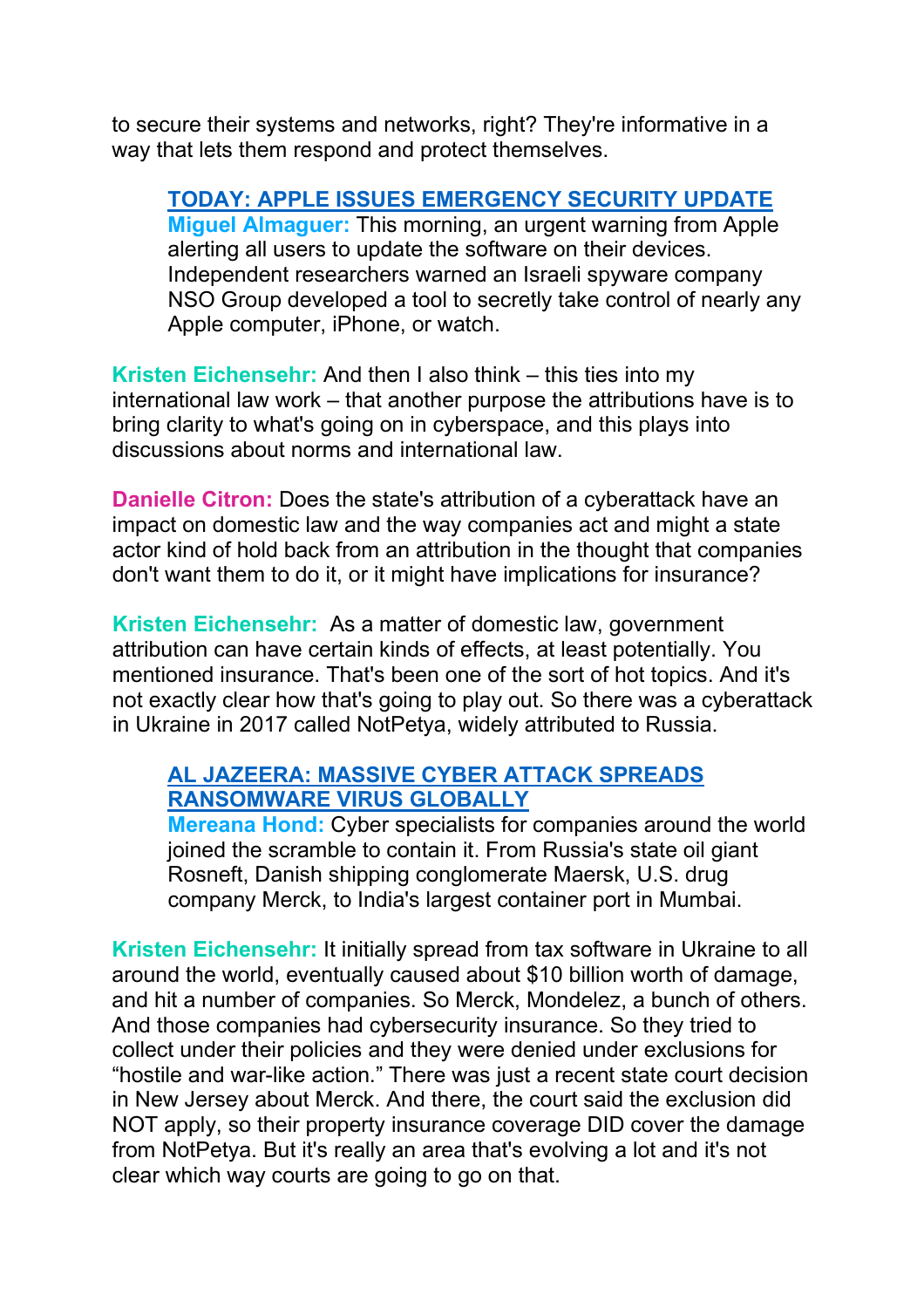to secure their systems and networks, right? They're informative in a way that lets them respond and protect themselves.

> **TODAY: APPLE ISSUES EMERGENCY SECURITY UPDATE**
> **Miguel Almaguer:** This morning, an urgent warning from Apple alerting all users to update the software on their devices. Independent researchers warned an Israeli spyware company NSO Group developed a tool to secretly take control of nearly any Apple computer, iPhone, or watch.

**Kristen Eichensehr:** And then I also think – this ties into my international law work – that another purpose the attributions have is to bring clarity to what's going on in cyberspace, and this plays into discussions about norms and international law.

**Danielle Citron:** Does the state's attribution of a cyberattack have an impact on domestic law and the way companies act and might a state actor kind of hold back from an attribution in the thought that companies don't want them to do it, or it might have implications for insurance?

**Kristen Eichensehr:** As a matter of domestic law, government attribution can have certain kinds of effects, at least potentially. You mentioned insurance. That's been one of the sort of hot topics. And it's not exactly clear how that's going to play out. So there was a cyberattack in Ukraine in 2017 called NotPetya, widely attributed to Russia.

> **AL JAZEERA: MASSIVE CYBER ATTACK SPREADS RANSOMWARE VIRUS GLOBALLY**
> **Mereana Hond:** Cyber specialists for companies around the world joined the scramble to contain it. From Russia's state oil giant Rosneft, Danish shipping conglomerate Maersk, U.S. drug company Merck, to India's largest container port in Mumbai.

**Kristen Eichensehr:** It initially spread from tax software in Ukraine to all around the world, eventually caused about $10 billion worth of damage, and hit a number of companies. So Merck, Mondelez, a bunch of others. And those companies had cybersecurity insurance. So they tried to collect under their policies and they were denied under exclusions for "hostile and war-like action." There was just a recent state court decision in New Jersey about Merck. And there, the court said the exclusion did NOT apply, so their property insurance coverage DID cover the damage from NotPetya. But it's really an area that's evolving a lot and it's not clear which way courts are going to go on that.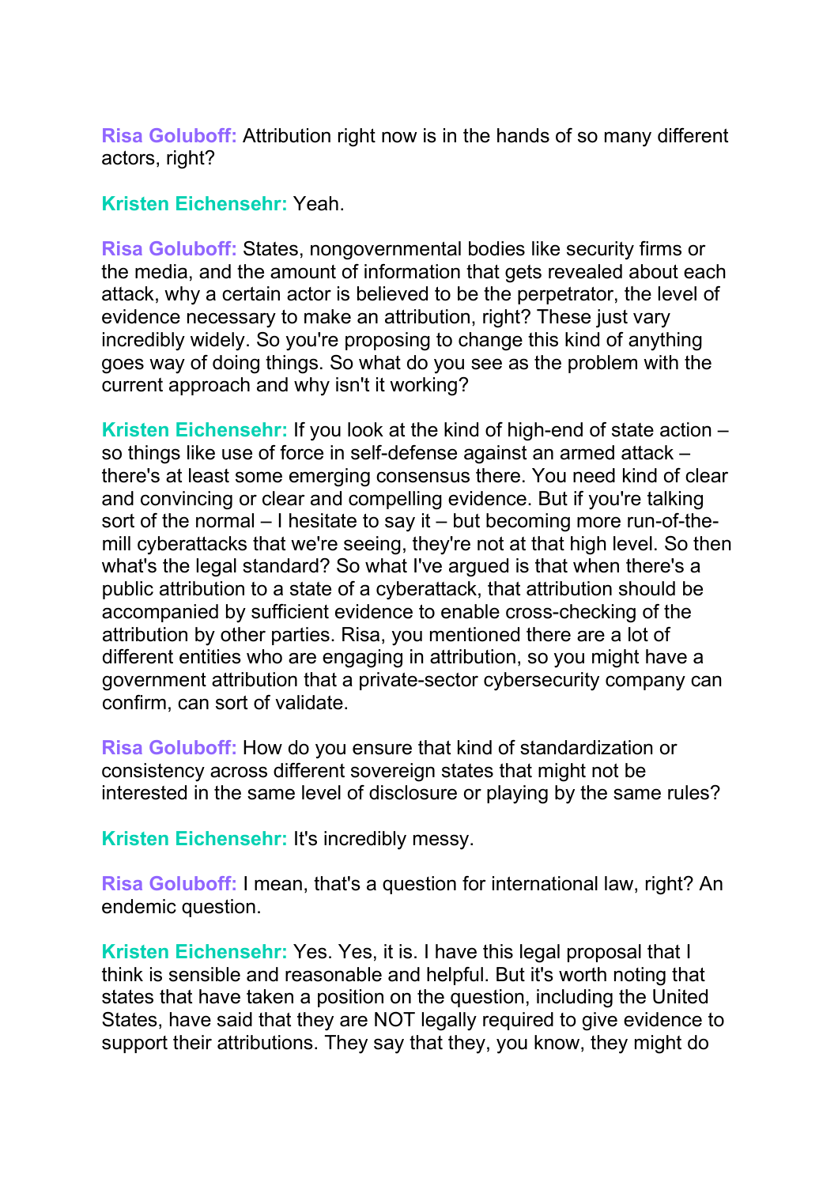**Risa Goluboff:** Attribution right now is in the hands of so many different actors, right?

**Kristen Eichensehr:** Yeah.

**Risa Goluboff:** States, nongovernmental bodies like security firms or the media, and the amount of information that gets revealed about each attack, why a certain actor is believed to be the perpetrator, the level of evidence necessary to make an attribution, right? These just vary incredibly widely. So you're proposing to change this kind of anything goes way of doing things. So what do you see as the problem with the current approach and why isn't it working?

**Kristen Eichensehr:** If you look at the kind of high-end of state action – so things like use of force in self-defense against an armed attack – there's at least some emerging consensus there. You need kind of clear and convincing or clear and compelling evidence. But if you're talking sort of the normal – I hesitate to say it – but becoming more run-of-the-mill cyberattacks that we're seeing, they're not at that high level. So then what's the legal standard? So what I've argued is that when there's a public attribution to a state of a cyberattack, that attribution should be accompanied by sufficient evidence to enable cross-checking of the attribution by other parties. Risa, you mentioned there are a lot of different entities who are engaging in attribution, so you might have a government attribution that a private-sector cybersecurity company can confirm, can sort of validate.

**Risa Goluboff:** How do you ensure that kind of standardization or consistency across different sovereign states that might not be interested in the same level of disclosure or playing by the same rules?

**Kristen Eichensehr:** It's incredibly messy.

**Risa Goluboff:** I mean, that's a question for international law, right? An endemic question.

**Kristen Eichensehr:** Yes. Yes, it is. I have this legal proposal that I think is sensible and reasonable and helpful. But it's worth noting that states that have taken a position on the question, including the United States, have said that they are NOT legally required to give evidence to support their attributions. They say that they, you know, they might do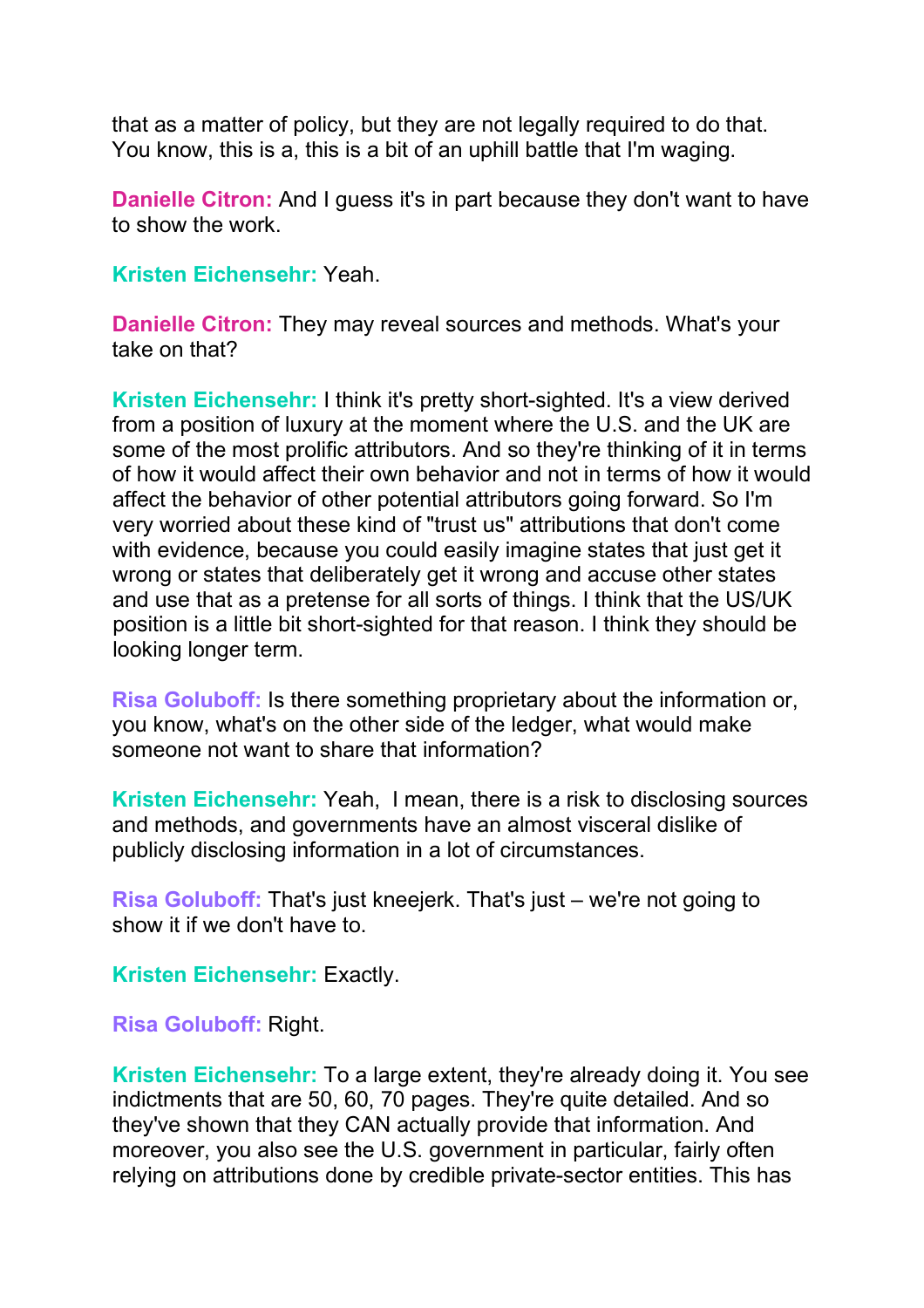that as a matter of policy, but they are not legally required to do that. You know, this is a, this is a bit of an uphill battle that I'm waging.

**Danielle Citron:** And I guess it's in part because they don't want to have to show the work.

**Kristen Eichensehr:** Yeah.

**Danielle Citron:** They may reveal sources and methods. What's your take on that?

**Kristen Eichensehr:** I think it's pretty short-sighted. It's a view derived from a position of luxury at the moment where the U.S. and the UK are some of the most prolific attributors. And so they're thinking of it in terms of how it would affect their own behavior and not in terms of how it would affect the behavior of other potential attributors going forward. So I'm very worried about these kind of "trust us" attributions that don't come with evidence, because you could easily imagine states that just get it wrong or states that deliberately get it wrong and accuse other states and use that as a pretense for all sorts of things. I think that the US/UK position is a little bit short-sighted for that reason. I think they should be looking longer term.

**Risa Goluboff:** Is there something proprietary about the information or, you know, what's on the other side of the ledger, what would make someone not want to share that information?

**Kristen Eichensehr:** Yeah, I mean, there is a risk to disclosing sources and methods, and governments have an almost visceral dislike of publicly disclosing information in a lot of circumstances.

**Risa Goluboff:** That's just kneejerk. That's just – we're not going to show it if we don't have to.

**Kristen Eichensehr:** Exactly.

**Risa Goluboff:** Right.

**Kristen Eichensehr:** To a large extent, they're already doing it. You see indictments that are 50, 60, 70 pages. They're quite detailed. And so they've shown that they CAN actually provide that information. And moreover, you also see the U.S. government in particular, fairly often relying on attributions done by credible private-sector entities. This has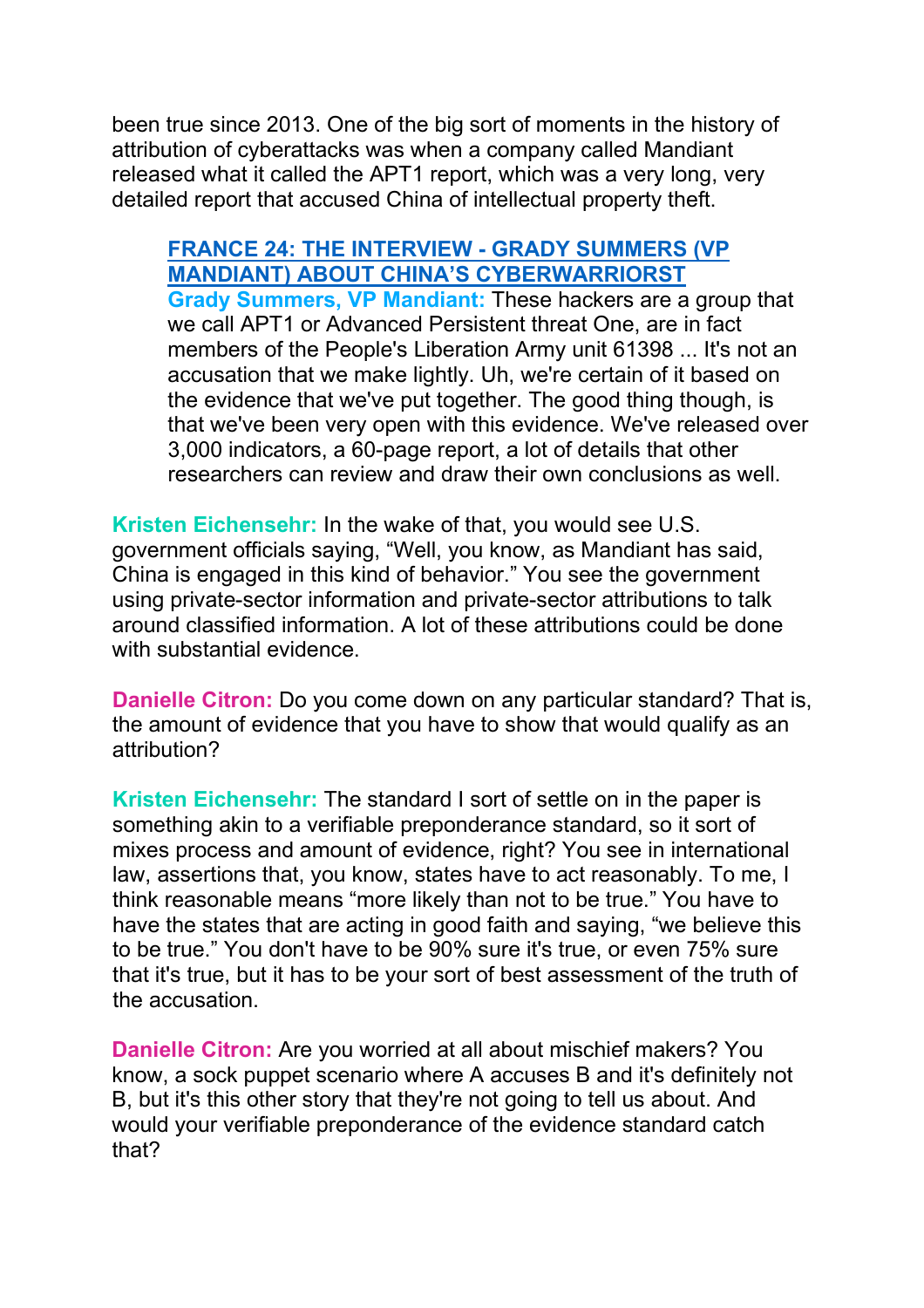been true since 2013. One of the big sort of moments in the history of attribution of cyberattacks was when a company called Mandiant released what it called the APT1 report, which was a very long, very detailed report that accused China of intellectual property theft.

> **[FRANCE 24: THE INTERVIEW - GRADY SUMMERS (VP MANDIANT) ABOUT CHINA'S CYBERWARRIORST]()**
> **Grady Summers, VP Mandiant:** These hackers are a group that we call APT1 or Advanced Persistent threat One, are in fact members of the People's Liberation Army unit 61398 ... It's not an accusation that we make lightly. Uh, we're certain of it based on the evidence that we've put together. The good thing though, is that we've been very open with this evidence. We've released over 3,000 indicators, a 60-page report, a lot of details that other researchers can review and draw their own conclusions as well.

**Kristen Eichensehr:** In the wake of that, you would see U.S. government officials saying, "Well, you know, as Mandiant has said, China is engaged in this kind of behavior." You see the government using private-sector information and private-sector attributions to talk around classified information. A lot of these attributions could be done with substantial evidence.

**Danielle Citron:** Do you come down on any particular standard? That is, the amount of evidence that you have to show that would qualify as an attribution?

**Kristen Eichensehr:** The standard I sort of settle on in the paper is something akin to a verifiable preponderance standard, so it sort of mixes process and amount of evidence, right? You see in international law, assertions that, you know, states have to act reasonably. To me, I think reasonable means "more likely than not to be true." You have to have the states that are acting in good faith and saying, "we believe this to be true." You don't have to be 90% sure it's true, or even 75% sure that it's true, but it has to be your sort of best assessment of the truth of the accusation.

**Danielle Citron:** Are you worried at all about mischief makers? You know, a sock puppet scenario where A accuses B and it's definitely not B, but it's this other story that they're not going to tell us about. And would your verifiable preponderance of the evidence standard catch that?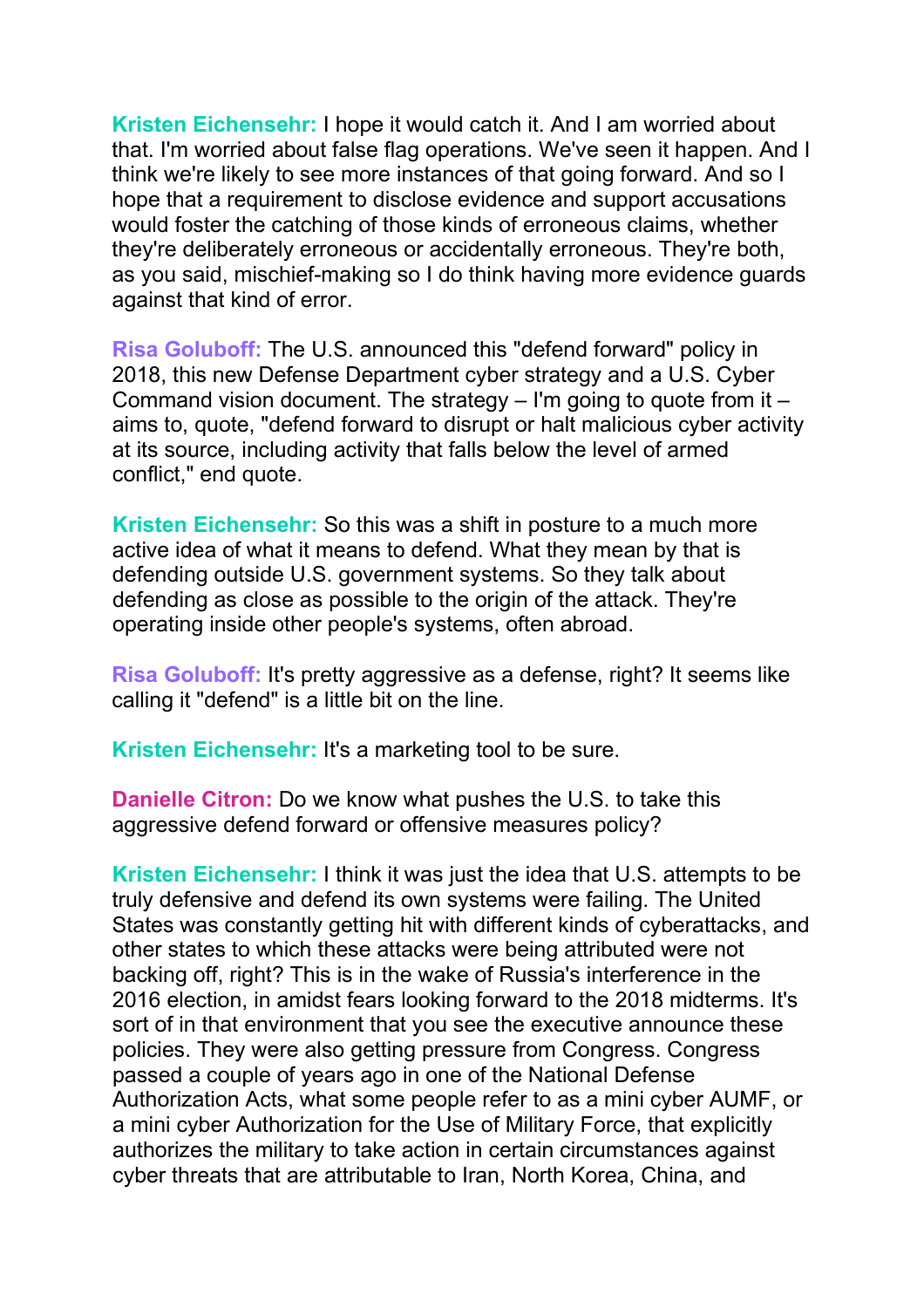**Kristen Eichensehr:** I hope it would catch it. And I am worried about that. I'm worried about false flag operations. We've seen it happen. And I think we're likely to see more instances of that going forward. And so I hope that a requirement to disclose evidence and support accusations would foster the catching of those kinds of erroneous claims, whether they're deliberately erroneous or accidentally erroneous. They're both, as you said, mischief-making so I do think having more evidence guards against that kind of error.

**Risa Goluboff:** The U.S. announced this "defend forward" policy in 2018, this new Defense Department cyber strategy and a U.S. Cyber Command vision document. The strategy – I'm going to quote from it – aims to, quote, "defend forward to disrupt or halt malicious cyber activity at its source, including activity that falls below the level of armed conflict," end quote.

**Kristen Eichensehr:** So this was a shift in posture to a much more active idea of what it means to defend. What they mean by that is defending outside U.S. government systems. So they talk about defending as close as possible to the origin of the attack. They're operating inside other people's systems, often abroad.

**Risa Goluboff:** It's pretty aggressive as a defense, right? It seems like calling it "defend" is a little bit on the line.

**Kristen Eichensehr:** It's a marketing tool to be sure.

**Danielle Citron:** Do we know what pushes the U.S. to take this aggressive defend forward or offensive measures policy?

**Kristen Eichensehr:** I think it was just the idea that U.S. attempts to be truly defensive and defend its own systems were failing. The United States was constantly getting hit with different kinds of cyberattacks, and other states to which these attacks were being attributed were not backing off, right? This is in the wake of Russia's interference in the 2016 election, in amidst fears looking forward to the 2018 midterms. It's sort of in that environment that you see the executive announce these policies. They were also getting pressure from Congress. Congress passed a couple of years ago in one of the National Defense Authorization Acts, what some people refer to as a mini cyber AUMF, or a mini cyber Authorization for the Use of Military Force, that explicitly authorizes the military to take action in certain circumstances against cyber threats that are attributable to Iran, North Korea, China, and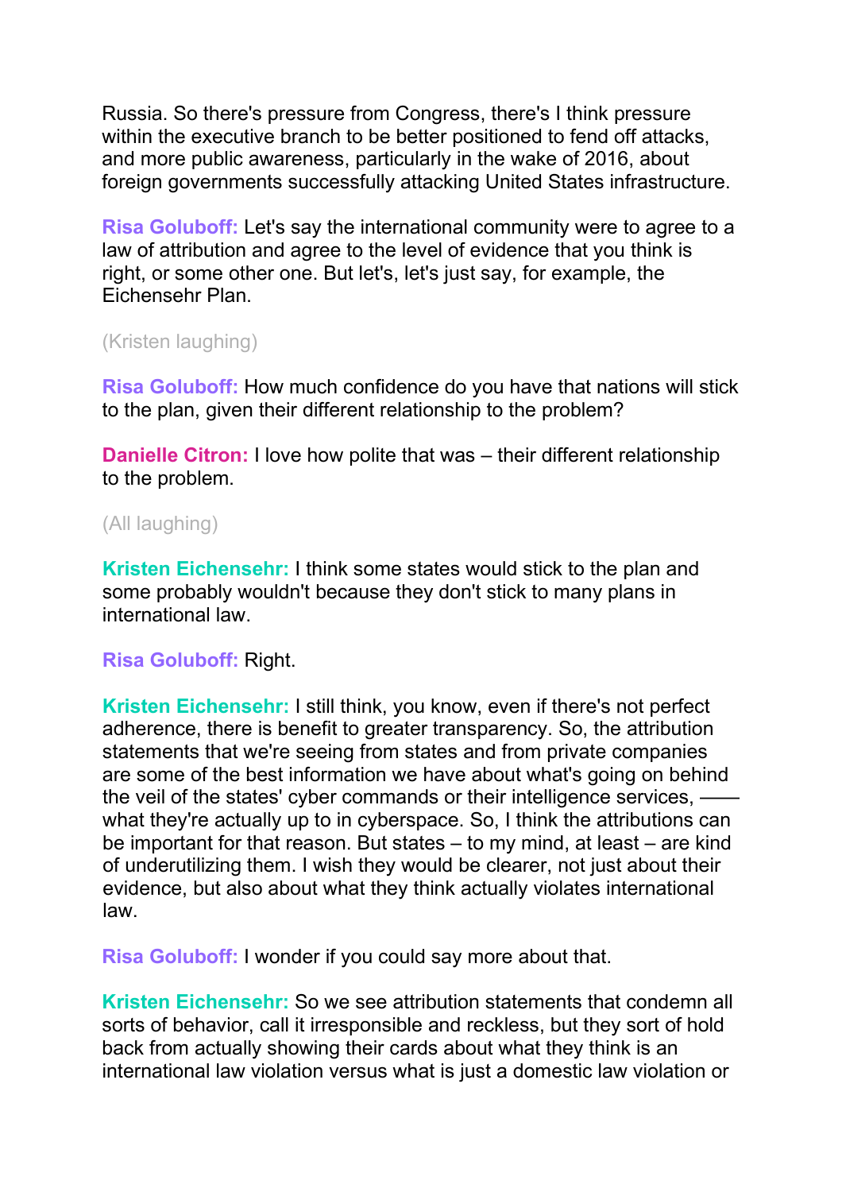Russia. So there's pressure from Congress, there's I think pressure within the executive branch to be better positioned to fend off attacks, and more public awareness, particularly in the wake of 2016, about foreign governments successfully attacking United States infrastructure.

**Risa Goluboff:** Let's say the international community were to agree to a law of attribution and agree to the level of evidence that you think is right, or some other one. But let's, let's just say, for example, the Eichensehr Plan.

(Kristen laughing)

**Risa Goluboff:** How much confidence do you have that nations will stick to the plan, given their different relationship to the problem?

**Danielle Citron:** I love how polite that was – their different relationship to the problem.

(All laughing)

**Kristen Eichensehr:** I think some states would stick to the plan and some probably wouldn't because they don't stick to many plans in international law.

**Risa Goluboff:** Right.

**Kristen Eichensehr:** I still think, you know, even if there's not perfect adherence, there is benefit to greater transparency. So, the attribution statements that we're seeing from states and from private companies are some of the best information we have about what's going on behind the veil of the states' cyber commands or their intelligence services, —— what they're actually up to in cyberspace. So, I think the attributions can be important for that reason. But states – to my mind, at least – are kind of underutilizing them. I wish they would be clearer, not just about their evidence, but also about what they think actually violates international law.

**Risa Goluboff:** I wonder if you could say more about that.

**Kristen Eichensehr:** So we see attribution statements that condemn all sorts of behavior, call it irresponsible and reckless, but they sort of hold back from actually showing their cards about what they think is an international law violation versus what is just a domestic law violation or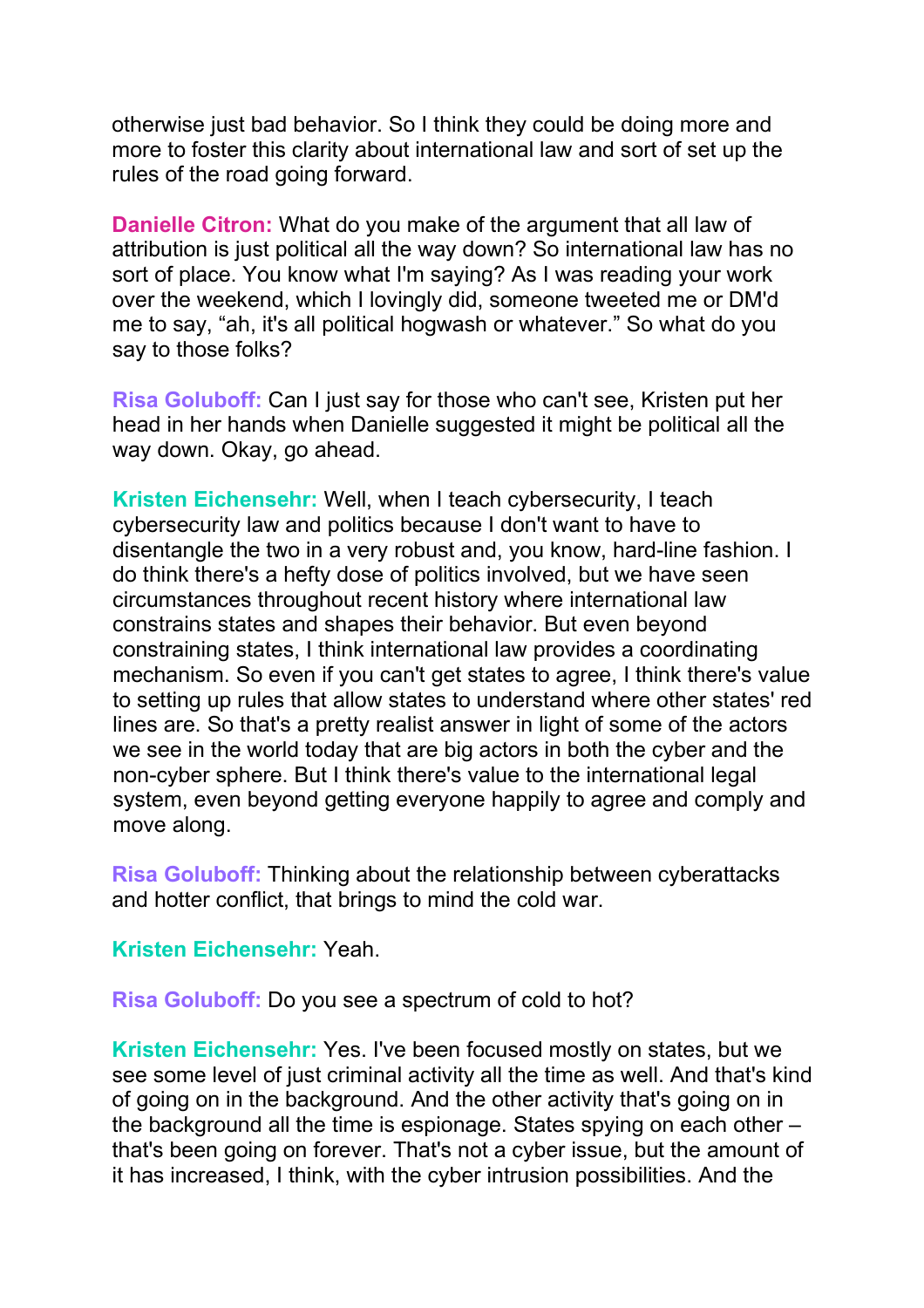otherwise just bad behavior. So I think they could be doing more and more to foster this clarity about international law and sort of set up the rules of the road going forward.

**Danielle Citron:** What do you make of the argument that all law of attribution is just political all the way down? So international law has no sort of place. You know what I'm saying? As I was reading your work over the weekend, which I lovingly did, someone tweeted me or DM'd me to say, "ah, it's all political hogwash or whatever." So what do you say to those folks?

**Risa Goluboff:** Can I just say for those who can't see, Kristen put her head in her hands when Danielle suggested it might be political all the way down. Okay, go ahead.

**Kristen Eichensehr:** Well, when I teach cybersecurity, I teach cybersecurity law and politics because I don't want to have to disentangle the two in a very robust and, you know, hard-line fashion. I do think there's a hefty dose of politics involved, but we have seen circumstances throughout recent history where international law constrains states and shapes their behavior. But even beyond constraining states, I think international law provides a coordinating mechanism. So even if you can't get states to agree, I think there's value to setting up rules that allow states to understand where other states' red lines are. So that's a pretty realist answer in light of some of the actors we see in the world today that are big actors in both the cyber and the non-cyber sphere. But I think there's value to the international legal system, even beyond getting everyone happily to agree and comply and move along.

**Risa Goluboff:** Thinking about the relationship between cyberattacks and hotter conflict, that brings to mind the cold war.

**Kristen Eichensehr:** Yeah.

**Risa Goluboff:** Do you see a spectrum of cold to hot?

**Kristen Eichensehr:** Yes. I've been focused mostly on states, but we see some level of just criminal activity all the time as well. And that's kind of going on in the background. And the other activity that's going on in the background all the time is espionage. States spying on each other – that's been going on forever. That's not a cyber issue, but the amount of it has increased, I think, with the cyber intrusion possibilities. And the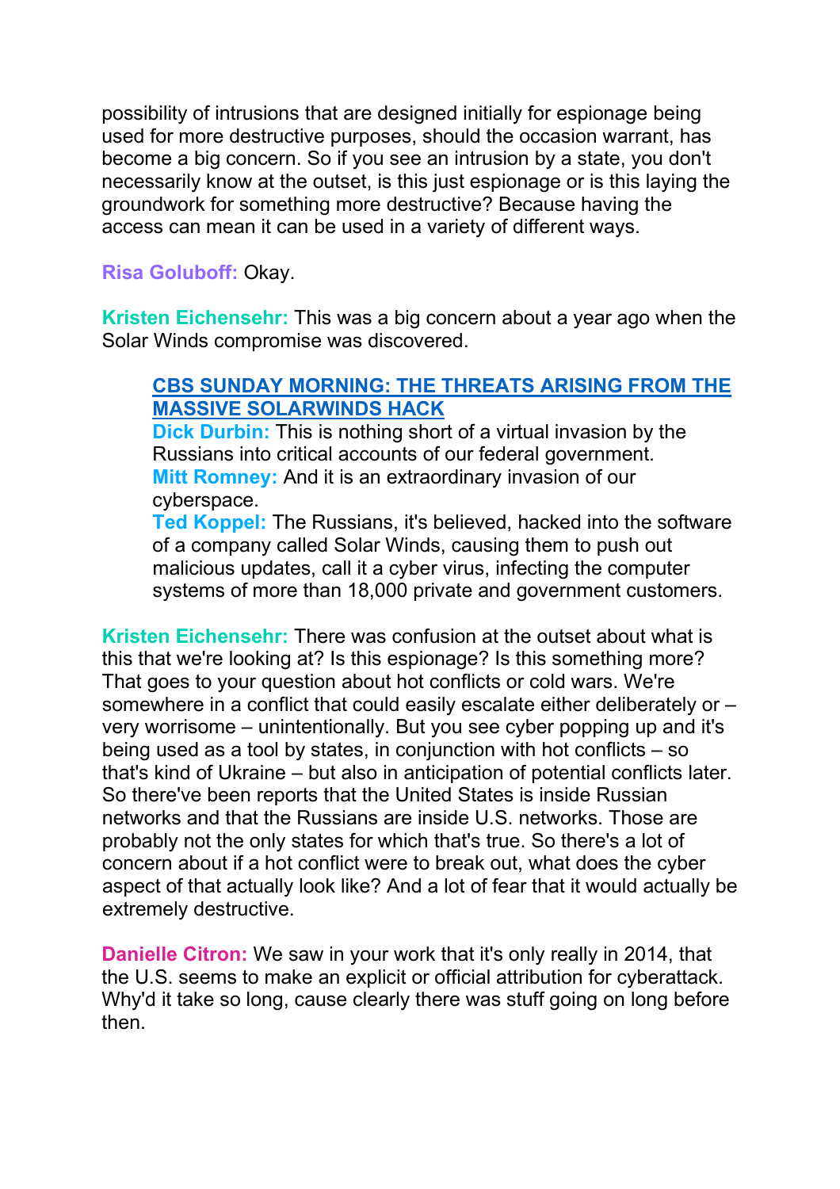possibility of intrusions that are designed initially for espionage being used for more destructive purposes, should the occasion warrant, has become a big concern. So if you see an intrusion by a state, you don't necessarily know at the outset, is this just espionage or is this laying the groundwork for something more destructive? Because having the access can mean it can be used in a variety of different ways.

**Risa Goluboff:** Okay.

**Kristen Eichensehr:** This was a big concern about a year ago when the Solar Winds compromise was discovered.

> **CBS SUNDAY MORNING: THE THREATS ARISING FROM THE MASSIVE SOLARWINDS HACK**
> **Dick Durbin:** This is nothing short of a virtual invasion by the Russians into critical accounts of our federal government.
> **Mitt Romney:** And it is an extraordinary invasion of our cyberspace.
> **Ted Koppel:** The Russians, it's believed, hacked into the software of a company called Solar Winds, causing them to push out malicious updates, call it a cyber virus, infecting the computer systems of more than 18,000 private and government customers.

**Kristen Eichensehr:** There was confusion at the outset about what is this that we're looking at? Is this espionage? Is this something more? That goes to your question about hot conflicts or cold wars. We're somewhere in a conflict that could easily escalate either deliberately or – very worrisome – unintentionally. But you see cyber popping up and it's being used as a tool by states, in conjunction with hot conflicts – so that's kind of Ukraine – but also in anticipation of potential conflicts later. So there've been reports that the United States is inside Russian networks and that the Russians are inside U.S. networks. Those are probably not the only states for which that's true. So there's a lot of concern about if a hot conflict were to break out, what does the cyber aspect of that actually look like? And a lot of fear that it would actually be extremely destructive.

**Danielle Citron:** We saw in your work that it's only really in 2014, that the U.S. seems to make an explicit or official attribution for cyberattack. Why'd it take so long, cause clearly there was stuff going on long before then.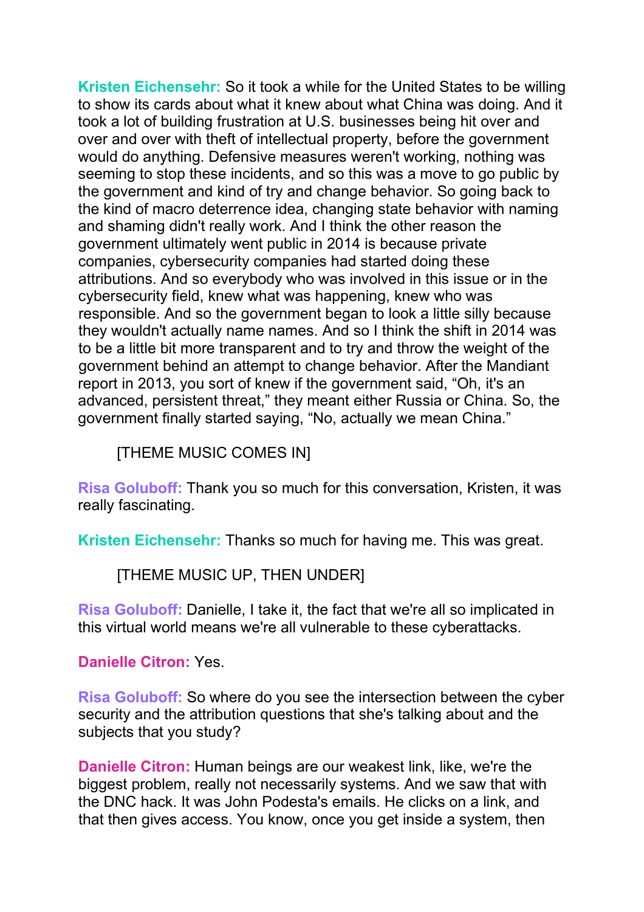**Kristen Eichensehr:** So it took a while for the United States to be willing to show its cards about what it knew about what China was doing. And it took a lot of building frustration at U.S. businesses being hit over and over and over with theft of intellectual property, before the government would do anything. Defensive measures weren't working, nothing was seeming to stop these incidents, and so this was a move to go public by the government and kind of try and change behavior. So going back to the kind of macro deterrence idea, changing state behavior with naming and shaming didn't really work. And I think the other reason the government ultimately went public in 2014 is because private companies, cybersecurity companies had started doing these attributions. And so everybody who was involved in this issue or in the cybersecurity field, knew what was happening, knew who was responsible. And so the government began to look a little silly because they wouldn't actually name names. And so I think the shift in 2014 was to be a little bit more transparent and to try and throw the weight of the government behind an attempt to change behavior. After the Mandiant report in 2013, you sort of knew if the government said, "Oh, it's an advanced, persistent threat," they meant either Russia or China. So, the government finally started saying, "No, actually we mean China."

[THEME MUSIC COMES IN]

**Risa Goluboff:** Thank you so much for this conversation, Kristen, it was really fascinating.

**Kristen Eichensehr:** Thanks so much for having me. This was great.

[THEME MUSIC UP, THEN UNDER]

**Risa Goluboff:** Danielle, I take it, the fact that we're all so implicated in this virtual world means we're all vulnerable to these cyberattacks.

**Danielle Citron:** Yes.

**Risa Goluboff:** So where do you see the intersection between the cyber security and the attribution questions that she's talking about and the subjects that you study?

**Danielle Citron:** Human beings are our weakest link, like, we're the biggest problem, really not necessarily systems. And we saw that with the DNC hack. It was John Podesta's emails. He clicks on a link, and that then gives access. You know, once you get inside a system, then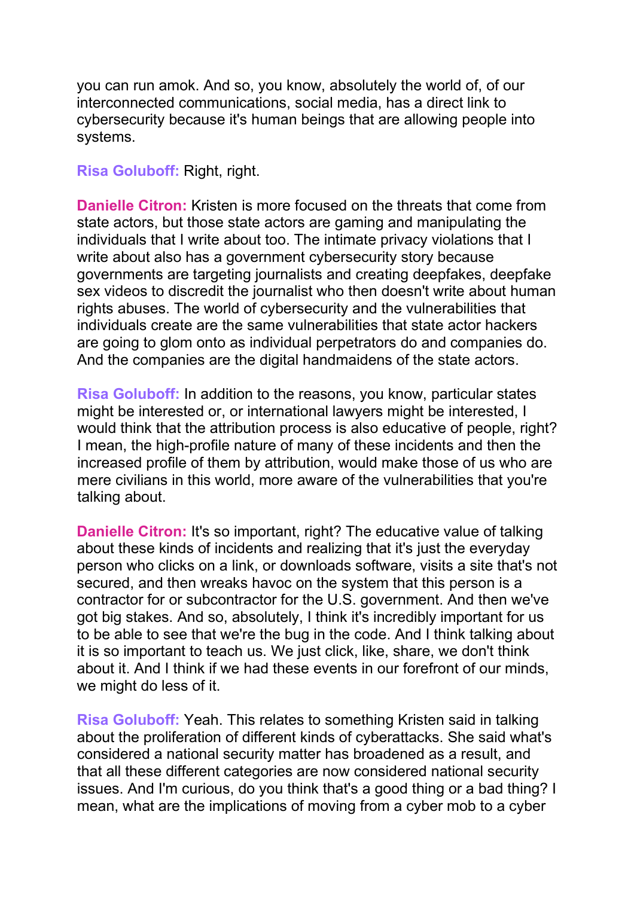you can run amok. And so, you know, absolutely the world of, of our interconnected communications, social media, has a direct link to cybersecurity because it's human beings that are allowing people into systems.

**Risa Goluboff:** Right, right.

**Danielle Citron:** Kristen is more focused on the threats that come from state actors, but those state actors are gaming and manipulating the individuals that I write about too. The intimate privacy violations that I write about also has a government cybersecurity story because governments are targeting journalists and creating deepfakes, deepfake sex videos to discredit the journalist who then doesn't write about human rights abuses. The world of cybersecurity and the vulnerabilities that individuals create are the same vulnerabilities that state actor hackers are going to glom onto as individual perpetrators do and companies do. And the companies are the digital handmaidens of the state actors.

**Risa Goluboff:** In addition to the reasons, you know, particular states might be interested or, or international lawyers might be interested, I would think that the attribution process is also educative of people, right? I mean, the high-profile nature of many of these incidents and then the increased profile of them by attribution, would make those of us who are mere civilians in this world, more aware of the vulnerabilities that you're talking about.

**Danielle Citron:** It's so important, right? The educative value of talking about these kinds of incidents and realizing that it's just the everyday person who clicks on a link, or downloads software, visits a site that's not secured, and then wreaks havoc on the system that this person is a contractor for or subcontractor for the U.S. government. And then we've got big stakes. And so, absolutely, I think it's incredibly important for us to be able to see that we're the bug in the code. And I think talking about it is so important to teach us. We just click, like, share, we don't think about it. And I think if we had these events in our forefront of our minds, we might do less of it.

**Risa Goluboff:** Yeah. This relates to something Kristen said in talking about the proliferation of different kinds of cyberattacks. She said what's considered a national security matter has broadened as a result, and that all these different categories are now considered national security issues. And I'm curious, do you think that's a good thing or a bad thing? I mean, what are the implications of moving from a cyber mob to a cyber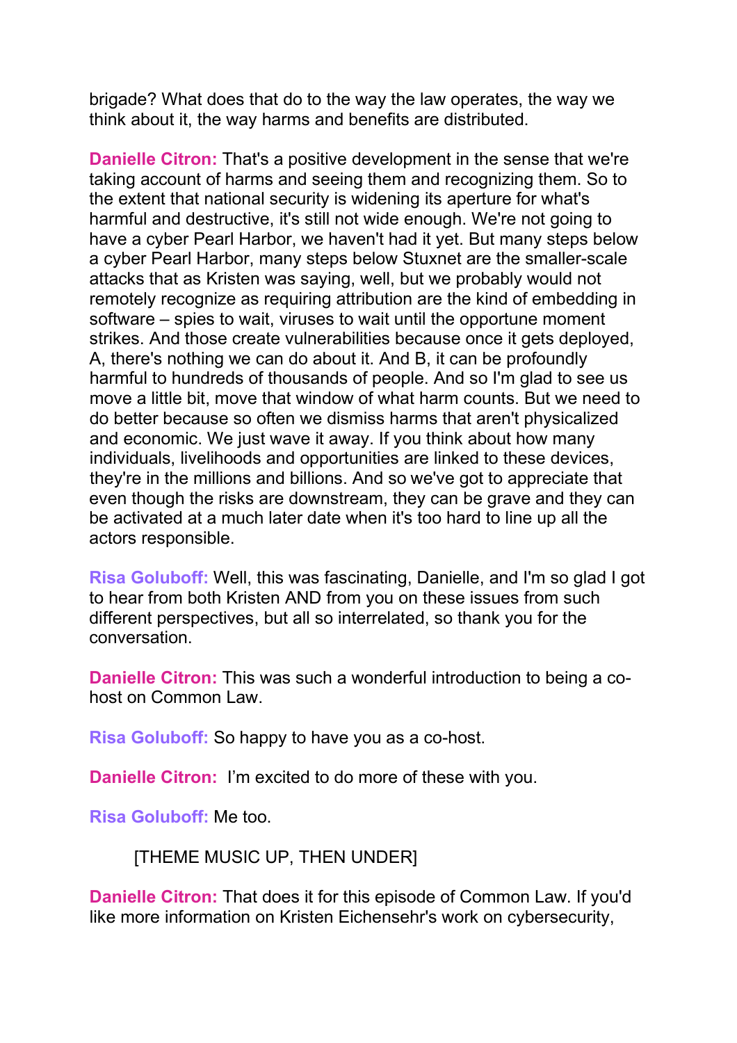brigade? What does that do to the way the law operates, the way we think about it, the way harms and benefits are distributed.

**Danielle Citron:** That's a positive development in the sense that we're taking account of harms and seeing them and recognizing them. So to the extent that national security is widening its aperture for what's harmful and destructive, it's still not wide enough. We're not going to have a cyber Pearl Harbor, we haven't had it yet. But many steps below a cyber Pearl Harbor, many steps below Stuxnet are the smaller-scale attacks that as Kristen was saying, well, but we probably would not remotely recognize as requiring attribution are the kind of embedding in software – spies to wait, viruses to wait until the opportune moment strikes. And those create vulnerabilities because once it gets deployed, A, there's nothing we can do about it. And B, it can be profoundly harmful to hundreds of thousands of people. And so I'm glad to see us move a little bit, move that window of what harm counts. But we need to do better because so often we dismiss harms that aren't physicalized and economic. We just wave it away. If you think about how many individuals, livelihoods and opportunities are linked to these devices, they're in the millions and billions. And so we've got to appreciate that even though the risks are downstream, they can be grave and they can be activated at a much later date when it's too hard to line up all the actors responsible.

**Risa Goluboff:** Well, this was fascinating, Danielle, and I'm so glad I got to hear from both Kristen AND from you on these issues from such different perspectives, but all so interrelated, so thank you for the conversation.

**Danielle Citron:** This was such a wonderful introduction to being a co-host on Common Law.

**Risa Goluboff:** So happy to have you as a co-host.

**Danielle Citron:** I'm excited to do more of these with you.

**Risa Goluboff:** Me too.

[THEME MUSIC UP, THEN UNDER]

**Danielle Citron:** That does it for this episode of Common Law. If you'd like more information on Kristen Eichensehr's work on cybersecurity,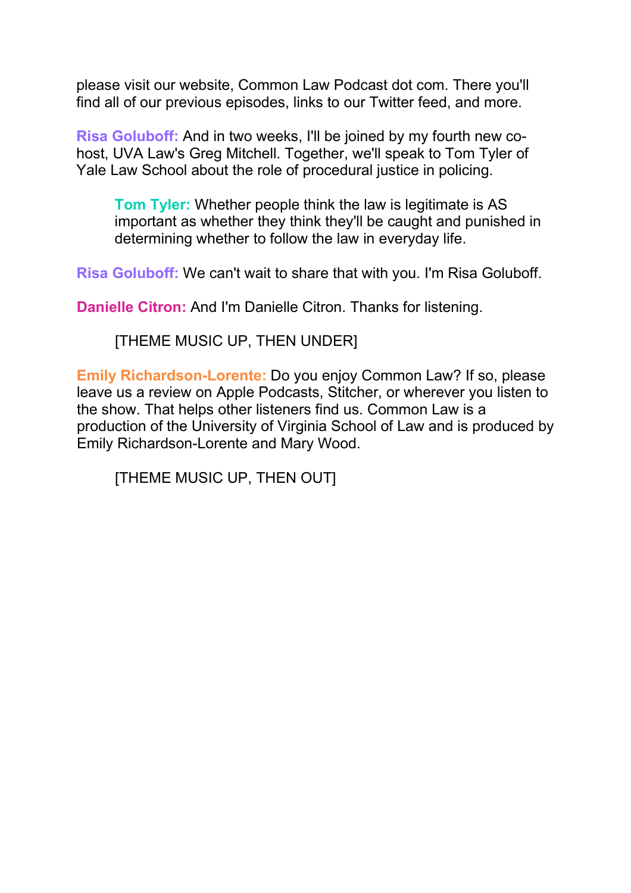please visit our website, Common Law Podcast dot com. There you'll find all of our previous episodes, links to our Twitter feed, and more.

**Risa Goluboff:** And in two weeks, I'll be joined by my fourth new co-host, UVA Law's Greg Mitchell. Together, we'll speak to Tom Tyler of Yale Law School about the role of procedural justice in policing.

> **Tom Tyler:** Whether people think the law is legitimate is AS important as whether they think they'll be caught and punished in determining whether to follow the law in everyday life.

**Risa Goluboff:** We can't wait to share that with you. I'm Risa Goluboff.

**Danielle Citron:** And I'm Danielle Citron. Thanks for listening.

> [THEME MUSIC UP, THEN UNDER]

**Emily Richardson-Lorente:** Do you enjoy Common Law? If so, please leave us a review on Apple Podcasts, Stitcher, or wherever you listen to the show. That helps other listeners find us. Common Law is a production of the University of Virginia School of Law and is produced by Emily Richardson-Lorente and Mary Wood.

> [THEME MUSIC UP, THEN OUT]